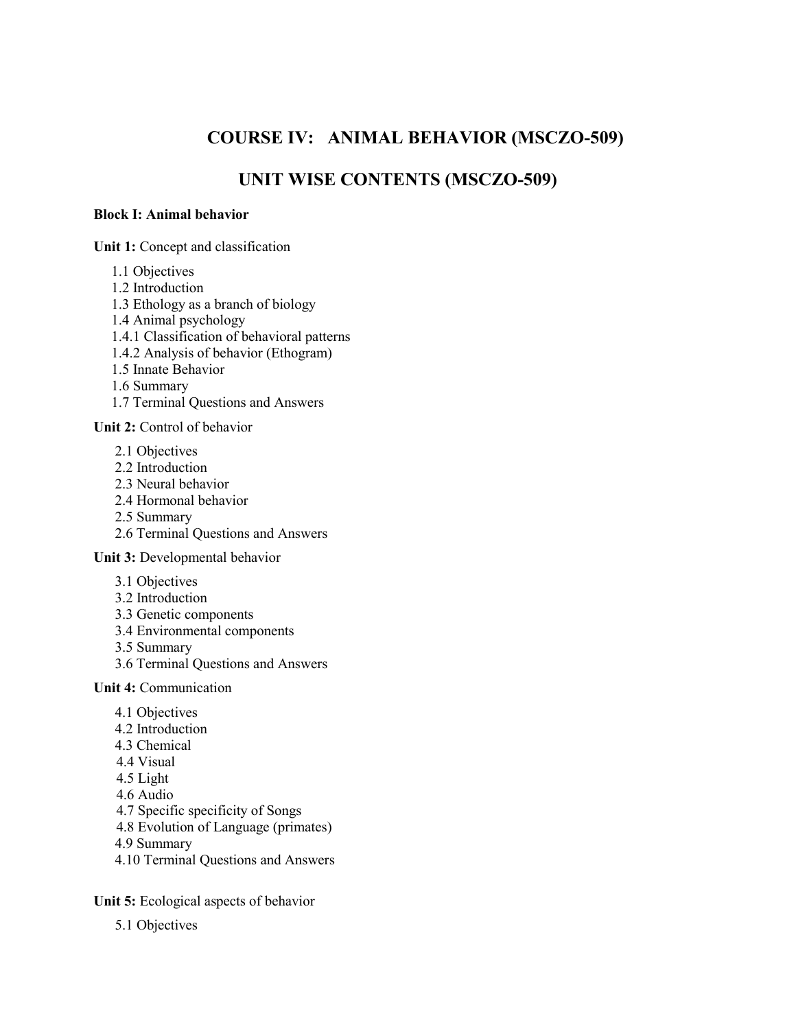# COURSE IV: ANIMAL BEHAVIOR (MSCZO-509)

## UNIT WISE CONTENTS (MSCZO-509)

**Block I: Animal behavior**

**Unit 1:** Concept and classification

- 1.1 Objectives
- 1.2 Introduction
- 1.3 Ethology as a branch of biology
- 1.4 Animal psychology
- 1.4.1 Classification of behavioral patterns
- 1.4.2 Analysis of behavior (Ethogram)
- 1.5 Innate Behavior
- 1.6 Summary
- 1.7 Terminal Questions and Answers

**Unit 2:** Control of behavior

- 2.1 Objectives
- 2.2 Introduction
- 2.3 Neural behavior
- 2.4 Hormonal behavior
- 2.5 Summary
- 2.6 Terminal Questions and Answers

**Unit 3:** Developmental behavior

- 3.1 Objectives
- 3.2 Introduction
- 3.3 Genetic components
- 3.4 Environmental components
- 3.5 Summary
- 3.6 Terminal Questions and Answers

**Unit 4:** Communication

- 4.1 Objectives
- 4.2 Introduction
- 4.3 Chemical
- 4.4 Visual
- 4.5 Light
- 4.6 Audio
- 4.7 Specific specificity of Songs
- 4.8 Evolution of Language (primates)
- 4.9 Summary
- 4.10 Terminal Questions and Answers

**Unit 5:** Ecological aspects of behavior

- 5.1 Objectives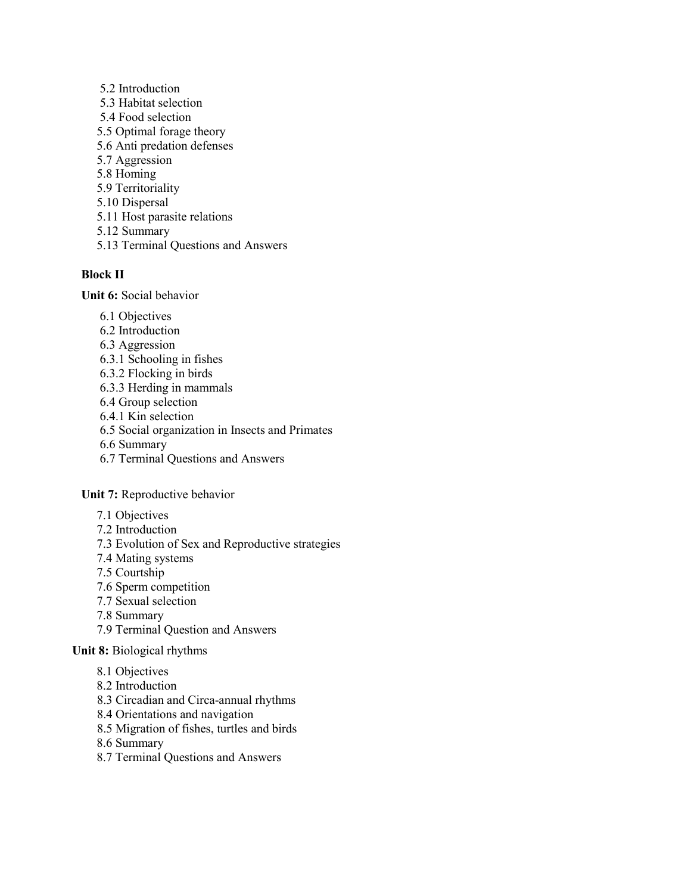5.2 Introduction
5.3 Habitat selection
5.4 Food selection
5.5 Optimal forage theory
5.6 Anti predation defenses
5.7 Aggression
5.8 Homing
5.9 Territoriality
5.10 Dispersal
5.11 Host parasite relations
5.12 Summary
5.13 Terminal Questions and Answers

**Block II**

**Unit 6:** Social behavior

6.1 Objectives
6.2 Introduction
6.3 Aggression
6.3.1 Schooling in fishes
6.3.2 Flocking in birds
6.3.3 Herding in mammals
6.4 Group selection
6.4.1 Kin selection
6.5 Social organization in Insects and Primates
6.6 Summary
6.7 Terminal Questions and Answers

**Unit 7:** Reproductive behavior

7.1 Objectives
7.2 Introduction
7.3 Evolution of Sex and Reproductive strategies
7.4 Mating systems
7.5 Courtship
7.6 Sperm competition
7.7 Sexual selection
7.8 Summary
7.9 Terminal Question and Answers

**Unit 8:** Biological rhythms

8.1 Objectives
8.2 Introduction
8.3 Circadian and Circa-annual rhythms
8.4 Orientations and navigation
8.5 Migration of fishes, turtles and birds
8.6 Summary
8.7 Terminal Questions and Answers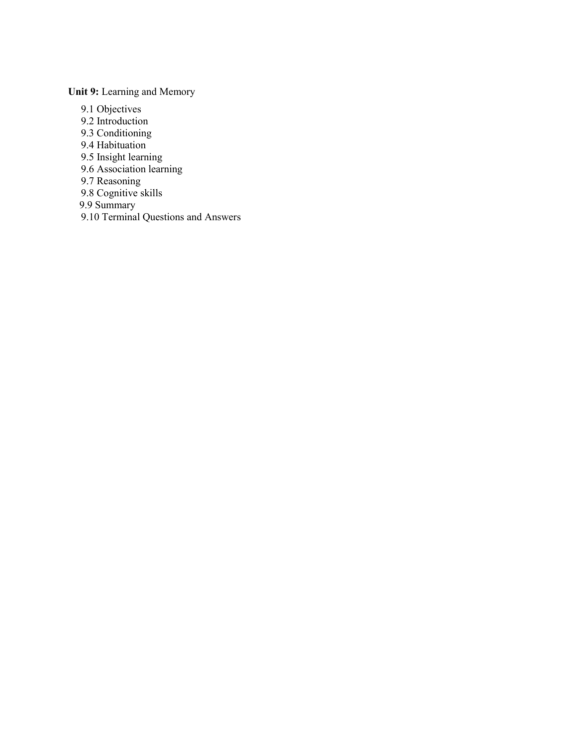**Unit 9:** Learning and Memory

9.1 Objectives
9.2 Introduction
9.3 Conditioning
9.4 Habituation
9.5 Insight learning
9.6 Association learning
9.7 Reasoning
9.8 Cognitive skills
9.9 Summary
9.10 Terminal Questions and Answers